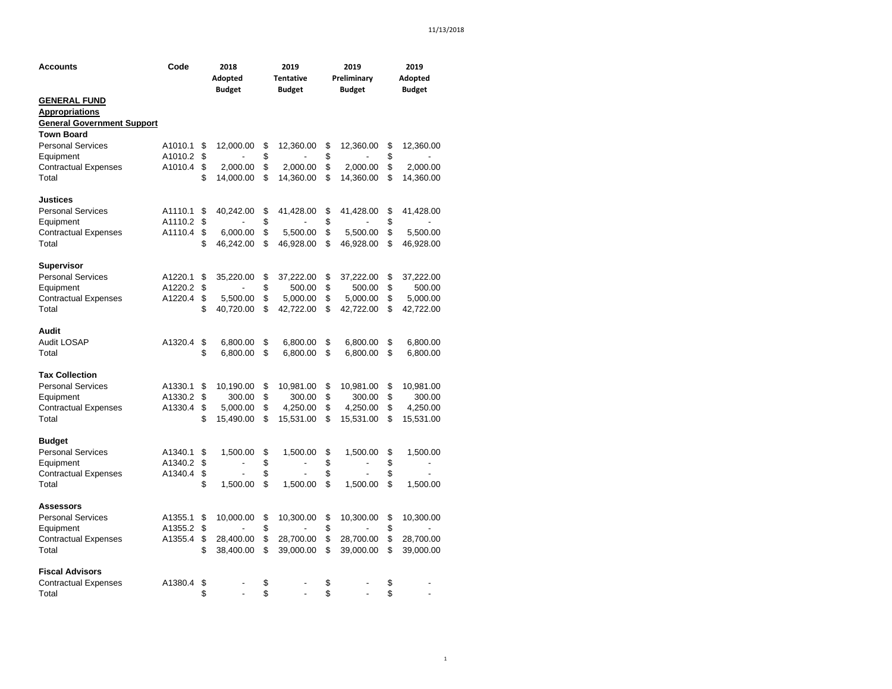11/13/2018

| Accounts | Code | 2018 Adopted Budget | 2019 Tentative Budget | 2019 Preliminary Budget | 2019 Adopted Budget |
|---|---|---|---|---|---|
| **GENERAL FUND** | | | | | |
| **Appropriations** | | | | | |
| **General Government Support** | | | | | |
| **Town Board** | | | | | |
| Personal Services | A1010.1 | $ 12,000.00 | $ 12,360.00 | $ 12,360.00 | $ 12,360.00 |
| Equipment | A1010.2 | $ - | $ - | $ - | $ - |
| Contractual Expenses | A1010.4 | $ 2,000.00 | $ 2,000.00 | $ 2,000.00 | $ 2,000.00 |
| Total | | $ 14,000.00 | $ 14,360.00 | $ 14,360.00 | $ 14,360.00 |
| | | | | | |
| **Justices** | | | | | |
| Personal Services | A1110.1 | $ 40,242.00 | $ 41,428.00 | $ 41,428.00 | $ 41,428.00 |
| Equipment | A1110.2 | $ - | $ - | $ - | $ - |
| Contractual Expenses | A1110.4 | $ 6,000.00 | $ 5,500.00 | $ 5,500.00 | $ 5,500.00 |
| Total | | $ 46,242.00 | $ 46,928.00 | $ 46,928.00 | $ 46,928.00 |
| | | | | | |
| **Supervisor** | | | | | |
| Personal Services | A1220.1 | $ 35,220.00 | $ 37,222.00 | $ 37,222.00 | $ 37,222.00 |
| Equipment | A1220.2 | $ - | $ 500.00 | $ 500.00 | $ 500.00 |
| Contractual Expenses | A1220.4 | $ 5,500.00 | $ 5,000.00 | $ 5,000.00 | $ 5,000.00 |
| Total | | $ 40,720.00 | $ 42,722.00 | $ 42,722.00 | $ 42,722.00 |
| | | | | | |
| **Audit** | | | | | |
| Audit LOSAP | A1320.4 | $ 6,800.00 | $ 6,800.00 | $ 6,800.00 | $ 6,800.00 |
| Total | | $ 6,800.00 | $ 6,800.00 | $ 6,800.00 | $ 6,800.00 |
| | | | | | |
| **Tax Collection** | | | | | |
| Personal Services | A1330.1 | $ 10,190.00 | $ 10,981.00 | $ 10,981.00 | $ 10,981.00 |
| Equipment | A1330.2 | $ 300.00 | $ 300.00 | $ 300.00 | $ 300.00 |
| Contractual Expenses | A1330.4 | $ 5,000.00 | $ 4,250.00 | $ 4,250.00 | $ 4,250.00 |
| Total | | $ 15,490.00 | $ 15,531.00 | $ 15,531.00 | $ 15,531.00 |
| | | | | | |
| **Budget** | | | | | |
| Personal Services | A1340.1 | $ 1,500.00 | $ 1,500.00 | $ 1,500.00 | $ 1,500.00 |
| Equipment | A1340.2 | $ - | $ - | $ - | $ - |
| Contractual Expenses | A1340.4 | $ - | $ - | $ - | $ - |
| Total | | $ 1,500.00 | $ 1,500.00 | $ 1,500.00 | $ 1,500.00 |
| | | | | | |
| **Assessors** | | | | | |
| Personal Services | A1355.1 | $ 10,000.00 | $ 10,300.00 | $ 10,300.00 | $ 10,300.00 |
| Equipment | A1355.2 | $ - | $ - | $ - | $ - |
| Contractual Expenses | A1355.4 | $ 28,400.00 | $ 28,700.00 | $ 28,700.00 | $ 28,700.00 |
| Total | | $ 38,400.00 | $ 39,000.00 | $ 39,000.00 | $ 39,000.00 |
| | | | | | |
| **Fiscal Advisors** | | | | | |
| Contractual Expenses | A1380.4 | $ - | $ - | $ - | $ - |
| Total | | $ - | $ - | $ - | $ - |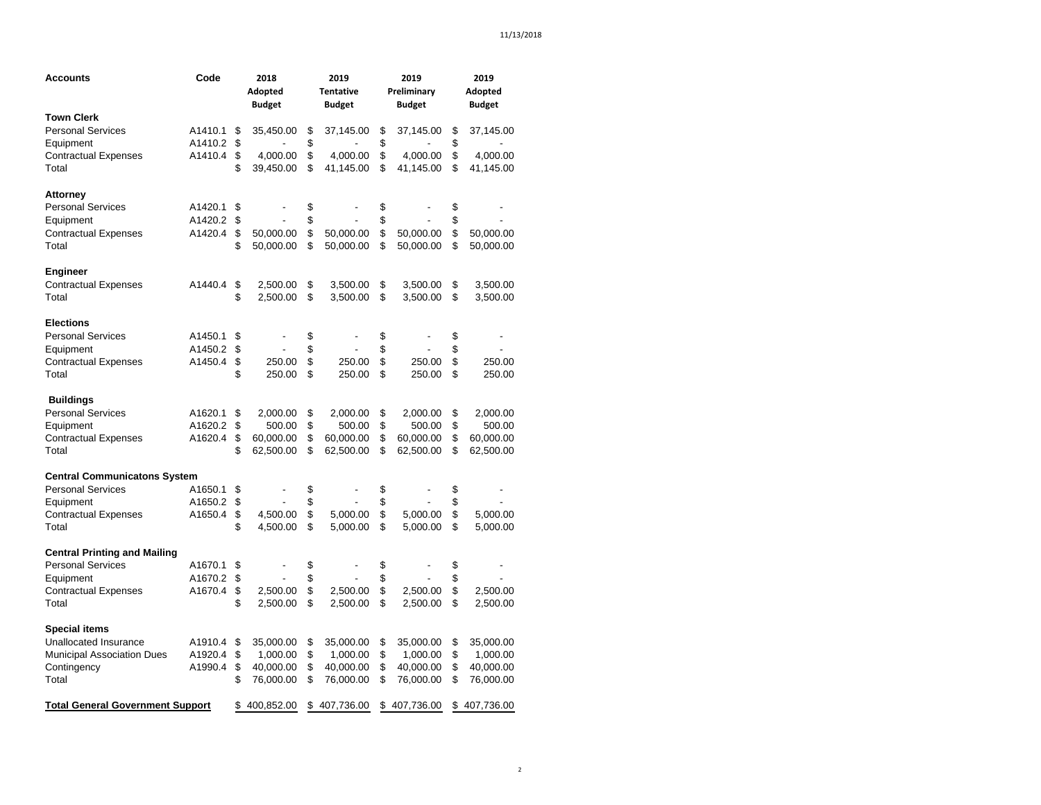| Accounts | Code | 2018 Adopted Budget | 2019 Tentative Budget | 2019 Preliminary Budget | 2019 Adopted Budget |
|---|---|---|---|---|---|
| **Town Clerk** | | | | | |
| Personal Services | A1410.1 | $ 35,450.00 | $ 37,145.00 | $ 37,145.00 | $ 37,145.00 |
| Equipment | A1410.2 | $ - | $ - | $ - | $ - |
| Contractual Expenses | A1410.4 | $ 4,000.00 | $ 4,000.00 | $ 4,000.00 | $ 4,000.00 |
| Total | | $ 39,450.00 | $ 41,145.00 | $ 41,145.00 | $ 41,145.00 |
| **Attorney** | | | | | |
| Personal Services | A1420.1 | $ - | $ - | $ - | $ - |
| Equipment | A1420.2 | $ - | $ - | $ - | $ - |
| Contractual Expenses | A1420.4 | $ 50,000.00 | $ 50,000.00 | $ 50,000.00 | $ 50,000.00 |
| Total | | $ 50,000.00 | $ 50,000.00 | $ 50,000.00 | $ 50,000.00 |
| **Engineer** | | | | | |
| Contractual Expenses | A1440.4 | $ 2,500.00 | $ 3,500.00 | $ 3,500.00 | $ 3,500.00 |
| Total | | $ 2,500.00 | $ 3,500.00 | $ 3,500.00 | $ 3,500.00 |
| **Elections** | | | | | |
| Personal Services | A1450.1 | $ - | $ - | $ - | $ - |
| Equipment | A1450.2 | $ - | $ - | $ - | $ - |
| Contractual Expenses | A1450.4 | $ 250.00 | $ 250.00 | $ 250.00 | $ 250.00 |
| Total | | $ 250.00 | $ 250.00 | $ 250.00 | $ 250.00 |
| **Buildings** | | | | | |
| Personal Services | A1620.1 | $ 2,000.00 | $ 2,000.00 | $ 2,000.00 | $ 2,000.00 |
| Equipment | A1620.2 | $ 500.00 | $ 500.00 | $ 500.00 | $ 500.00 |
| Contractual Expenses | A1620.4 | $ 60,000.00 | $ 60,000.00 | $ 60,000.00 | $ 60,000.00 |
| Total | | $ 62,500.00 | $ 62,500.00 | $ 62,500.00 | $ 62,500.00 |
| **Central Communicatons System** | | | | | |
| Personal Services | A1650.1 | $ - | $ - | $ - | $ - |
| Equipment | A1650.2 | $ - | $ - | $ - | $ - |
| Contractual Expenses | A1650.4 | $ 4,500.00 | $ 5,000.00 | $ 5,000.00 | $ 5,000.00 |
| Total | | $ 4,500.00 | $ 5,000.00 | $ 5,000.00 | $ 5,000.00 |
| **Central Printing and Mailing** | | | | | |
| Personal Services | A1670.1 | $ - | $ - | $ - | $ - |
| Equipment | A1670.2 | $ - | $ - | $ - | $ - |
| Contractual Expenses | A1670.4 | $ 2,500.00 | $ 2,500.00 | $ 2,500.00 | $ 2,500.00 |
| Total | | $ 2,500.00 | $ 2,500.00 | $ 2,500.00 | $ 2,500.00 |
| **Special items** | | | | | |
| Unallocated Insurance | A1910.4 | $ 35,000.00 | $ 35,000.00 | $ 35,000.00 | $ 35,000.00 |
| Municipal Association Dues | A1920.4 | $ 1,000.00 | $ 1,000.00 | $ 1,000.00 | $ 1,000.00 |
| Contingency | A1990.4 | $ 40,000.00 | $ 40,000.00 | $ 40,000.00 | $ 40,000.00 |
| Total | | $ 76,000.00 | $ 76,000.00 | $ 76,000.00 | $ 76,000.00 |
| **Total General Government Support** | | $ 400,852.00 | $ 407,736.00 | $ 407,736.00 | $ 407,736.00 |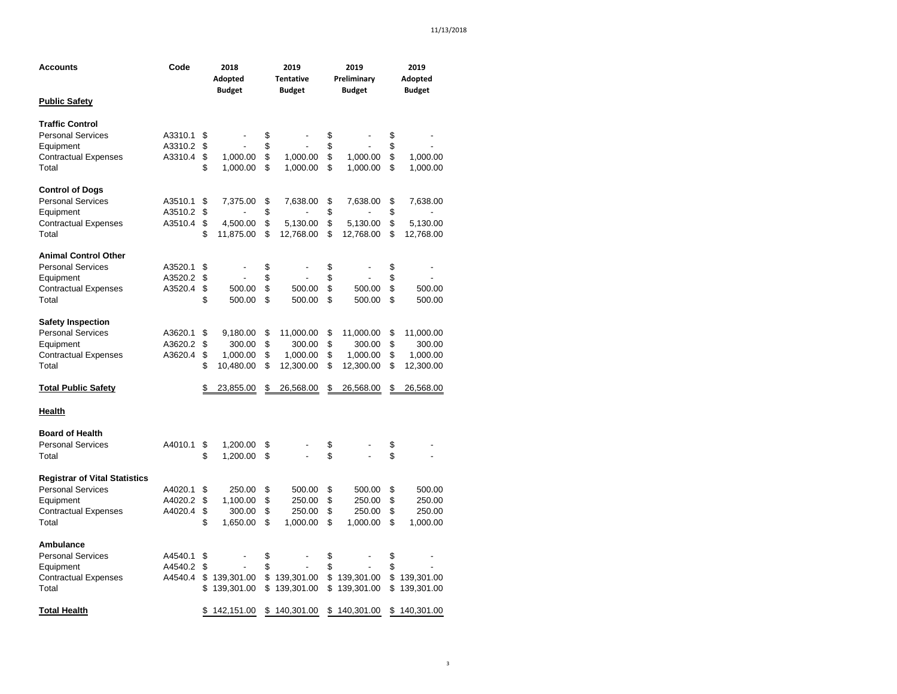| Accounts | Code | 2018 Adopted Budget | 2019 Tentative Budget | 2019 Preliminary Budget | 2019 Adopted Budget |
|---|---|---|---|---|---|
| **Public Safety** | | | | | |
| **Traffic Control** | | | | | |
| Personal Services | A3310.1 | $ - | $ - | $ - | $ - |
| Equipment | A3310.2 | $ - | $ - | $ - | $ - |
| Contractual Expenses | A3310.4 | $ 1,000.00 | $ 1,000.00 | $ 1,000.00 | $ 1,000.00 |
| Total | | $ 1,000.00 | $ 1,000.00 | $ 1,000.00 | $ 1,000.00 |
| **Control of Dogs** | | | | | |
| Personal Services | A3510.1 | $ 7,375.00 | $ 7,638.00 | $ 7,638.00 | $ 7,638.00 |
| Equipment | A3510.2 | $ - | $ - | $ - | $ - |
| Contractual Expenses | A3510.4 | $ 4,500.00 | $ 5,130.00 | $ 5,130.00 | $ 5,130.00 |
| Total | | $ 11,875.00 | $ 12,768.00 | $ 12,768.00 | $ 12,768.00 |
| **Animal Control Other** | | | | | |
| Personal Services | A3520.1 | $ - | $ - | $ - | $ - |
| Equipment | A3520.2 | $ - | $ - | $ - | $ - |
| Contractual Expenses | A3520.4 | $ 500.00 | $ 500.00 | $ 500.00 | $ 500.00 |
| Total | | $ 500.00 | $ 500.00 | $ 500.00 | $ 500.00 |
| **Safety Inspection** | | | | | |
| Personal Services | A3620.1 | $ 9,180.00 | $ 11,000.00 | $ 11,000.00 | $ 11,000.00 |
| Equipment | A3620.2 | $ 300.00 | $ 300.00 | $ 300.00 | $ 300.00 |
| Contractual Expenses | A3620.4 | $ 1,000.00 | $ 1,000.00 | $ 1,000.00 | $ 1,000.00 |
| Total | | $ 10,480.00 | $ 12,300.00 | $ 12,300.00 | $ 12,300.00 |
| **Total Public Safety** | | $ 23,855.00 | $ 26,568.00 | $ 26,568.00 | $ 26,568.00 |
| **Health** | | | | | |
| **Board of Health** | | | | | |
| Personal Services | A4010.1 | $ 1,200.00 | $ - | $ - | $ - |
| Total | | $ 1,200.00 | $ - | $ - | $ - |
| **Registrar of Vital Statistics** | | | | | |
| Personal Services | A4020.1 | $ 250.00 | $ 500.00 | $ 500.00 | $ 500.00 |
| Equipment | A4020.2 | $ 1,100.00 | $ 250.00 | $ 250.00 | $ 250.00 |
| Contractual Expenses | A4020.4 | $ 300.00 | $ 250.00 | $ 250.00 | $ 250.00 |
| Total | | $ 1,650.00 | $ 1,000.00 | $ 1,000.00 | $ 1,000.00 |
| **Ambulance** | | | | | |
| Personal Services | A4540.1 | $ - | $ - | $ - | $ - |
| Equipment | A4540.2 | $ - | $ - | $ - | $ - |
| Contractual Expenses | A4540.4 | $ 139,301.00 | $ 139,301.00 | $ 139,301.00 | $ 139,301.00 |
| Total | | $ 139,301.00 | $ 139,301.00 | $ 139,301.00 | $ 139,301.00 |
| **Total Health** | | $ 142,151.00 | $ 140,301.00 | $ 140,301.00 | $ 140,301.00 |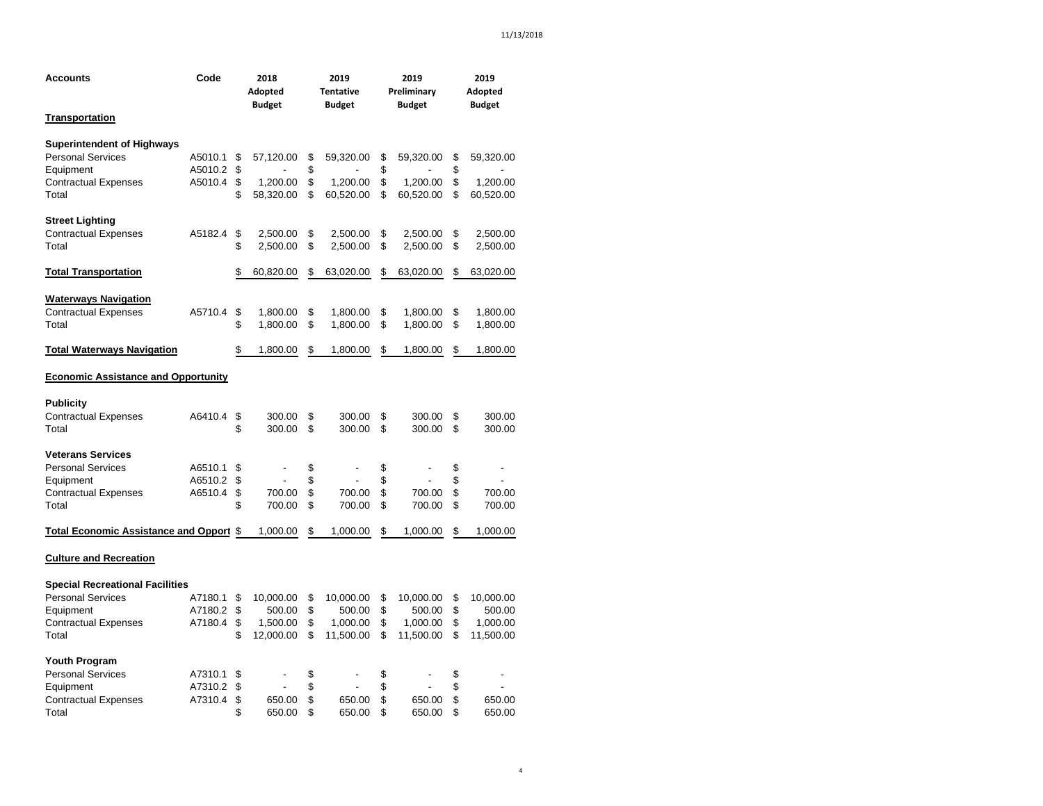| Accounts | Code | 2018 Adopted Budget | 2019 Tentative Budget | 2019 Preliminary Budget | 2019 Adopted Budget |
|---|---|---|---|---|---|
| **Transportation** | | | | | |
| | | | | | |
| **Superintendent of Highways** | | | | | |
| Personal Services | A5010.1 | $ 57,120.00 | $ 59,320.00 | $ 59,320.00 | $ 59,320.00 |
| Equipment | A5010.2 | $ - | $ - | $ - | $ - |
| Contractual Expenses | A5010.4 | $ 1,200.00 | $ 1,200.00 | $ 1,200.00 | $ 1,200.00 |
| Total | | $ 58,320.00 | $ 60,520.00 | $ 60,520.00 | $ 60,520.00 |
| | | | | | |
| **Street Lighting** | | | | | |
| Contractual Expenses | A5182.4 | $ 2,500.00 | $ 2,500.00 | $ 2,500.00 | $ 2,500.00 |
| Total | | $ 2,500.00 | $ 2,500.00 | $ 2,500.00 | $ 2,500.00 |
| | | | | | |
| **Total Transportation** | | $ 60,820.00 | $ 63,020.00 | $ 63,020.00 | $ 63,020.00 |
| | | | | | |
| **Waterways Navigation** | | | | | |
| Contractual Expenses | A5710.4 | $ 1,800.00 | $ 1,800.00 | $ 1,800.00 | $ 1,800.00 |
| Total | | $ 1,800.00 | $ 1,800.00 | $ 1,800.00 | $ 1,800.00 |
| | | | | | |
| **Total Waterways Navigation** | | $ 1,800.00 | $ 1,800.00 | $ 1,800.00 | $ 1,800.00 |
| | | | | | |
| **Economic Assistance and Opportunity** | | | | | |
| | | | | | |
| **Publicity** | | | | | |
| Contractual Expenses | A6410.4 | $ 300.00 | $ 300.00 | $ 300.00 | $ 300.00 |
| Total | | $ 300.00 | $ 300.00 | $ 300.00 | $ 300.00 |
| | | | | | |
| **Veterans Services** | | | | | |
| Personal Services | A6510.1 | $ - | $ - | $ - | $ - |
| Equipment | A6510.2 | $ - | $ - | $ - | $ - |
| Contractual Expenses | A6510.4 | $ 700.00 | $ 700.00 | $ 700.00 | $ 700.00 |
| Total | | $ 700.00 | $ 700.00 | $ 700.00 | $ 700.00 |
| | | | | | |
| **Total Economic Assistance and Opport** | | $ 1,000.00 | $ 1,000.00 | $ 1,000.00 | $ 1,000.00 |
| | | | | | |
| **Culture and Recreation** | | | | | |
| | | | | | |
| **Special Recreational Facilities** | | | | | |
| Personal Services | A7180.1 | $ 10,000.00 | $ 10,000.00 | $ 10,000.00 | $ 10,000.00 |
| Equipment | A7180.2 | $ 500.00 | $ 500.00 | $ 500.00 | $ 500.00 |
| Contractual Expenses | A7180.4 | $ 1,500.00 | $ 1,000.00 | $ 1,000.00 | $ 1,000.00 |
| Total | | $ 12,000.00 | $ 11,500.00 | $ 11,500.00 | $ 11,500.00 |
| | | | | | |
| **Youth Program** | | | | | |
| Personal Services | A7310.1 | $ - | $ - | $ - | $ - |
| Equipment | A7310.2 | $ - | $ - | $ - | $ - |
| Contractual Expenses | A7310.4 | $ 650.00 | $ 650.00 | $ 650.00 | $ 650.00 |
| Total | | $ 650.00 | $ 650.00 | $ 650.00 | $ 650.00 |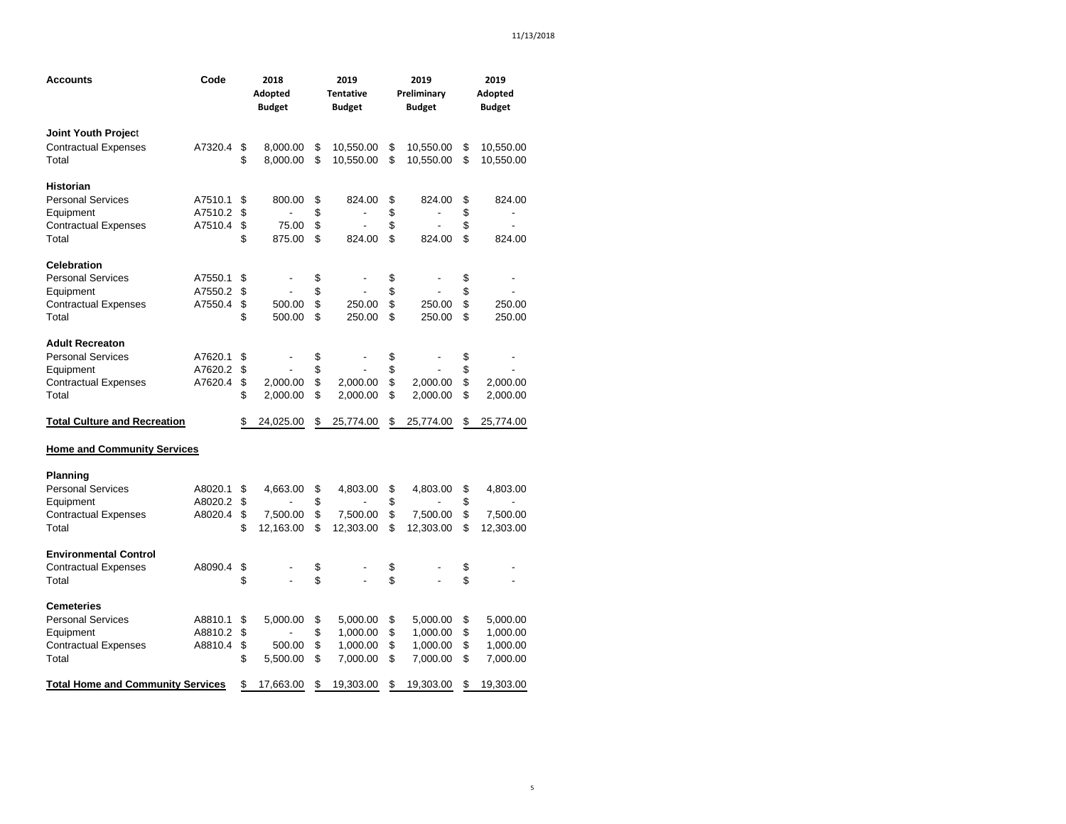| Accounts | Code | 2018 Adopted Budget | 2019 Tentative Budget | 2019 Preliminary Budget | 2019 Adopted Budget |
|---|---|---|---|---|---|
| **Joint Youth Project** | | | | | |
| Contractual Expenses | A7320.4 | $ 8,000.00 | $ 10,550.00 | $ 10,550.00 | $ 10,550.00 |
| Total | | $ 8,000.00 | $ 10,550.00 | $ 10,550.00 | $ 10,550.00 |
| **Historian** | | | | | |
| Personal Services | A7510.1 | $ 800.00 | $ 824.00 | $ 824.00 | $ 824.00 |
| Equipment | A7510.2 | $ - | $ - | $ - | $ - |
| Contractual Expenses | A7510.4 | $ 75.00 | $ - | $ - | $ - |
| Total | | $ 875.00 | $ 824.00 | $ 824.00 | $ 824.00 |
| **Celebration** | | | | | |
| Personal Services | A7550.1 | $ - | $ - | $ - | $ - |
| Equipment | A7550.2 | $ - | $ - | $ - | $ - |
| Contractual Expenses | A7550.4 | $ 500.00 | $ 250.00 | $ 250.00 | $ 250.00 |
| Total | | $ 500.00 | $ 250.00 | $ 250.00 | $ 250.00 |
| **Adult Recreaton** | | | | | |
| Personal Services | A7620.1 | $ - | $ - | $ - | $ - |
| Equipment | A7620.2 | $ - | $ - | $ - | $ - |
| Contractual Expenses | A7620.4 | $ 2,000.00 | $ 2,000.00 | $ 2,000.00 | $ 2,000.00 |
| Total | | $ 2,000.00 | $ 2,000.00 | $ 2,000.00 | $ 2,000.00 |
| **Total Culture and Recreation** | | $ 24,025.00 | $ 25,774.00 | $ 25,774.00 | $ 25,774.00 |
| **Home and Community Services** | | | | | |
| **Planning** | | | | | |
| Personal Services | A8020.1 | $ 4,663.00 | $ 4,803.00 | $ 4,803.00 | $ 4,803.00 |
| Equipment | A8020.2 | $ - | $ - | $ - | $ - |
| Contractual Expenses | A8020.4 | $ 7,500.00 | $ 7,500.00 | $ 7,500.00 | $ 7,500.00 |
| Total | | $ 12,163.00 | $ 12,303.00 | $ 12,303.00 | $ 12,303.00 |
| **Environmental Control** | | | | | |
| Contractual Expenses | A8090.4 | $ - | $ - | $ - | $ - |
| Total | | $ - | $ - | $ - | $ - |
| **Cemeteries** | | | | | |
| Personal Services | A8810.1 | $ 5,000.00 | $ 5,000.00 | $ 5,000.00 | $ 5,000.00 |
| Equipment | A8810.2 | $ - | $ 1,000.00 | $ 1,000.00 | $ 1,000.00 |
| Contractual Expenses | A8810.4 | $ 500.00 | $ 1,000.00 | $ 1,000.00 | $ 1,000.00 |
| Total | | $ 5,500.00 | $ 7,000.00 | $ 7,000.00 | $ 7,000.00 |
| **Total Home and Community Services** | | $ 17,663.00 | $ 19,303.00 | $ 19,303.00 | $ 19,303.00 |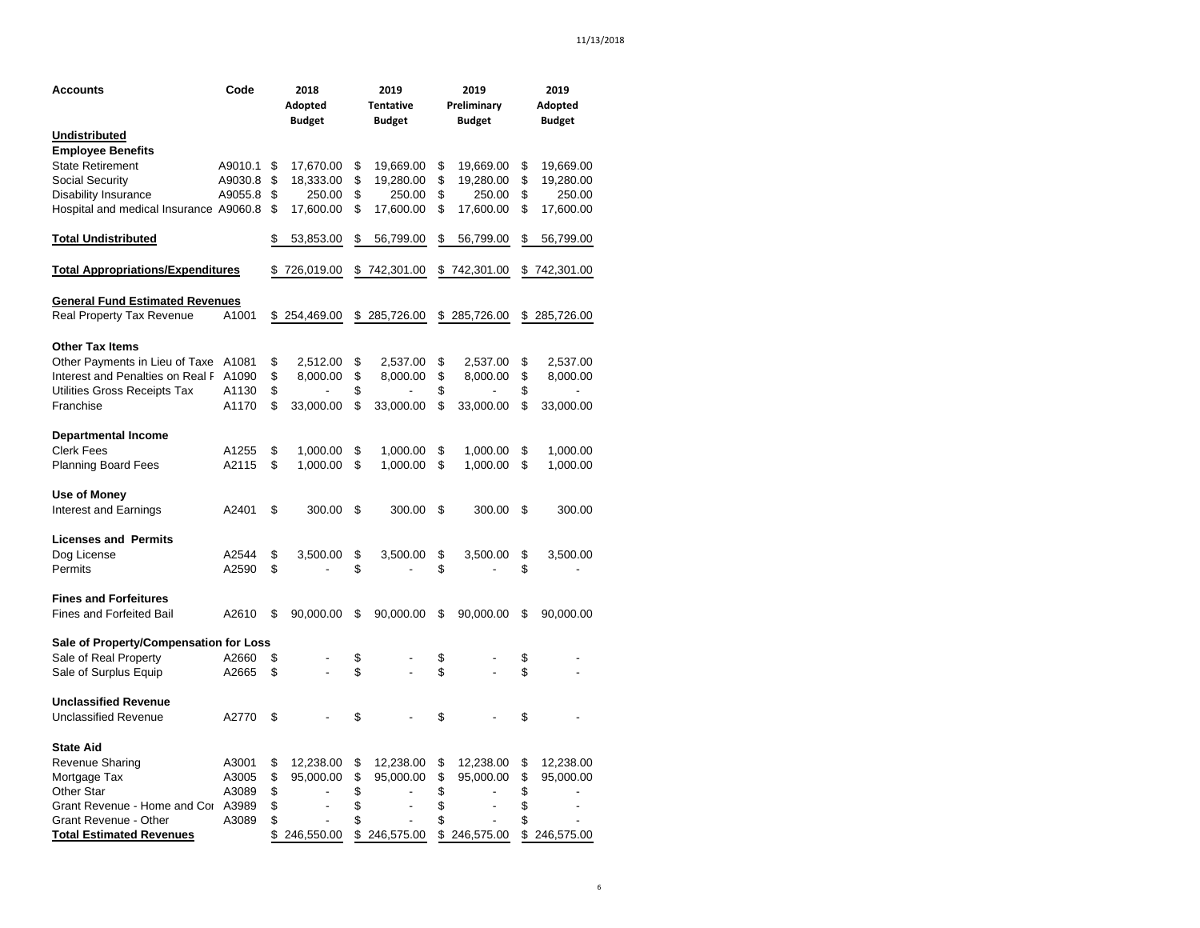| Accounts | Code | 2018 Adopted Budget | 2019 Tentative Budget | 2019 Preliminary Budget | 2019 Adopted Budget |
|---|---|---|---|---|---|
| **Undistributed** | | | | | |
| **Employee Benefits** | | | | | |
| State Retirement | A9010.1 | $ 17,670.00 | $ 19,669.00 | $ 19,669.00 | $ 19,669.00 |
| Social Security | A9030.8 | $ 18,333.00 | $ 19,280.00 | $ 19,280.00 | $ 19,280.00 |
| Disability Insurance | A9055.8 | $ 250.00 | $ 250.00 | $ 250.00 | $ 250.00 |
| Hospital and medical Insurance | A9060.8 | $ 17,600.00 | $ 17,600.00 | $ 17,600.00 | $ 17,600.00 |
| **Total Undistributed** | | $ 53,853.00 | $ 56,799.00 | $ 56,799.00 | $ 56,799.00 |
| **Total Appropriations/Expenditures** | | $ 726,019.00 | $ 742,301.00 | $ 742,301.00 | $ 742,301.00 |
| **General Fund Estimated Revenues** | | | | | |
| Real Property Tax Revenue | A1001 | $ 254,469.00 | $ 285,726.00 | $ 285,726.00 | $ 285,726.00 |
| **Other Tax Items** | | | | | |
| Other Payments in Lieu of Taxe | A1081 | $ 2,512.00 | $ 2,537.00 | $ 2,537.00 | $ 2,537.00 |
| Interest and Penalties on Real F | A1090 | $ 8,000.00 | $ 8,000.00 | $ 8,000.00 | $ 8,000.00 |
| Utilities Gross Receipts Tax | A1130 | $ - | $ - | $ - | $ - |
| Franchise | A1170 | $ 33,000.00 | $ 33,000.00 | $ 33,000.00 | $ 33,000.00 |
| **Departmental Income** | | | | | |
| Clerk Fees | A1255 | $ 1,000.00 | $ 1,000.00 | $ 1,000.00 | $ 1,000.00 |
| Planning Board Fees | A2115 | $ 1,000.00 | $ 1,000.00 | $ 1,000.00 | $ 1,000.00 |
| **Use of Money** | | | | | |
| Interest and Earnings | A2401 | $ 300.00 | $ 300.00 | $ 300.00 | $ 300.00 |
| **Licenses and Permits** | | | | | |
| Dog License | A2544 | $ 3,500.00 | $ 3,500.00 | $ 3,500.00 | $ 3,500.00 |
| Permits | A2590 | $ - | $ - | $ - | $ - |
| **Fines and Forfeitures** | | | | | |
| Fines and Forfeited Bail | A2610 | $ 90,000.00 | $ 90,000.00 | $ 90,000.00 | $ 90,000.00 |
| **Sale of Property/Compensation for Loss** | | | | | |
| Sale of Real Property | A2660 | $ - | $ - | $ - | $ - |
| Sale of Surplus Equip | A2665 | $ - | $ - | $ - | $ - |
| **Unclassified Revenue** | | | | | |
| Unclassified Revenue | A2770 | $ - | $ - | $ - | $ - |
| **State Aid** | | | | | |
| Revenue Sharing | A3001 | $ 12,238.00 | $ 12,238.00 | $ 12,238.00 | $ 12,238.00 |
| Mortgage Tax | A3005 | $ 95,000.00 | $ 95,000.00 | $ 95,000.00 | $ 95,000.00 |
| Other Star | A3089 | $ - | $ - | $ - | $ - |
| Grant Revenue - Home and Cor | A3989 | $ - | $ - | $ - | $ - |
| Grant Revenue - Other | A3089 | $ - | $ - | $ - | $ - |
| **Total Estimated Revenues** | | $ 246,550.00 | $ 246,575.00 | $ 246,575.00 | $ 246,575.00 |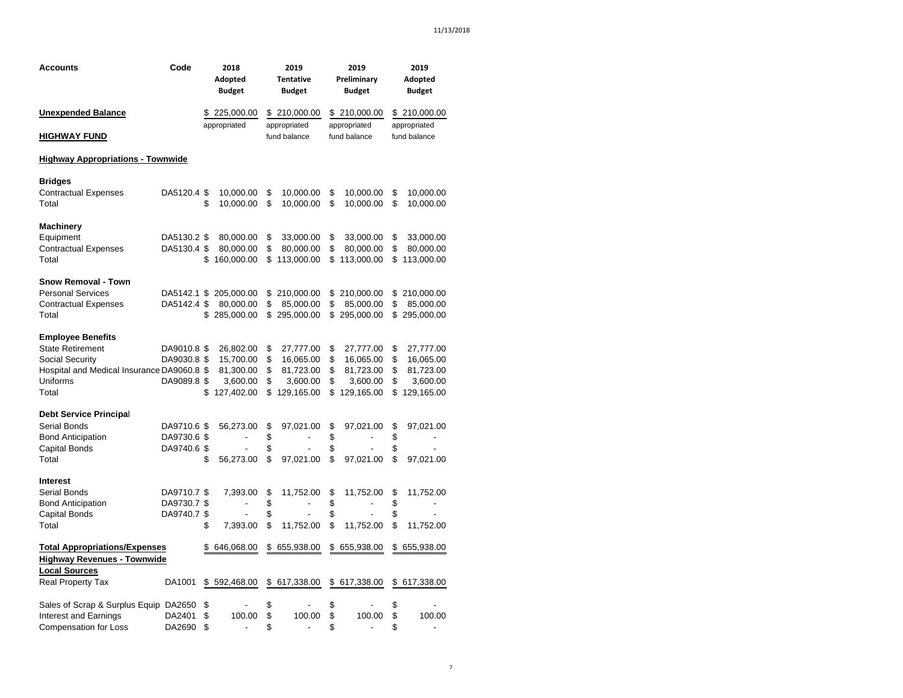| Accounts | Code | 2018 Adopted Budget | 2019 Tentative Budget | 2019 Preliminary Budget | 2019 Adopted Budget |
|---|---|---|---|---|---|
| **Unexpended Balance** | | $ 225,000.00 appropriated | $ 210,000.00 appropriated fund balance | $ 210,000.00 appropriated fund balance | $ 210,000.00 appropriated fund balance |
| **HIGHWAY FUND** | | | | | |
| **Highway Appropriations - Townwide** | | | | | |
| **Bridges** | | | | | |
| Contractual Expenses | DA5120.4 | $ 10,000.00 | $ 10,000.00 | $ 10,000.00 | $ 10,000.00 |
| Total | | $ 10,000.00 | $ 10,000.00 | $ 10,000.00 | $ 10,000.00 |
| **Machinery** | | | | | |
| Equipment | DA5130.2 | $ 80,000.00 | $ 33,000.00 | $ 33,000.00 | $ 33,000.00 |
| Contractual Expenses | DA5130.4 | $ 80,000.00 | $ 80,000.00 | $ 80,000.00 | $ 80,000.00 |
| Total | | $ 160,000.00 | $ 113,000.00 | $ 113,000.00 | $ 113,000.00 |
| **Snow Removal - Town** | | | | | |
| Personal Services | DA5142.1 | $ 205,000.00 | $ 210,000.00 | $ 210,000.00 | $ 210,000.00 |
| Contractual Expenses | DA5142.4 | $ 80,000.00 | $ 85,000.00 | $ 85,000.00 | $ 85,000.00 |
| Total | | $ 285,000.00 | $ 295,000.00 | $ 295,000.00 | $ 295,000.00 |
| **Employee Benefits** | | | | | |
| State Retirement | DA9010.8 | $ 26,802.00 | $ 27,777.00 | $ 27,777.00 | $ 27,777.00 |
| Social Security | DA9030.8 | $ 15,700.00 | $ 16,065.00 | $ 16,065.00 | $ 16,065.00 |
| Hospital and Medical Insurance | DA9060.8 | $ 81,300.00 | $ 81,723.00 | $ 81,723.00 | $ 81,723.00 |
| Uniforms | DA9089.8 | $ 3,600.00 | $ 3,600.00 | $ 3,600.00 | $ 3,600.00 |
| Total | | $ 127,402.00 | $ 129,165.00 | $ 129,165.00 | $ 129,165.00 |
| **Debt Service Principal** | | | | | |
| Serial Bonds | DA9710.6 | $ 56,273.00 | $ 97,021.00 | $ 97,021.00 | $ 97,021.00 |
| Bond Anticipation | DA9730.6 | $ - | $ - | $ - | $ - |
| Capital Bonds | DA9740.6 | $ - | $ - | $ - | $ - |
| Total | | $ 56,273.00 | $ 97,021.00 | $ 97,021.00 | $ 97,021.00 |
| **Interest** | | | | | |
| Serial Bonds | DA9710.7 | $ 7,393.00 | $ 11,752.00 | $ 11,752.00 | $ 11,752.00 |
| Bond Anticipation | DA9730.7 | $ - | $ - | $ - | $ - |
| Capital Bonds | DA9740.7 | $ - | $ - | $ - | $ - |
| Total | | $ 7,393.00 | $ 11,752.00 | $ 11,752.00 | $ 11,752.00 |
| **Total Appropriations/Expenses** | | $ 646,068.00 | $ 655,938.00 | $ 655,938.00 | $ 655,938.00 |
| **Highway Revenues - Townwide** | | | | | |
| **Local Sources** | | | | | |
| Real Property Tax | DA1001 | $ 592,468.00 | $ 617,338.00 | $ 617,338.00 | $ 617,338.00 |
| Sales of Scrap & Surplus Equip | DA2650 | $ - | $ - | $ - | $ - |
| Interest and Earnings | DA2401 | $ 100.00 | $ 100.00 | $ 100.00 | $ 100.00 |
| Compensation for Loss | DA2690 | $ - | $ - | $ - | $ - |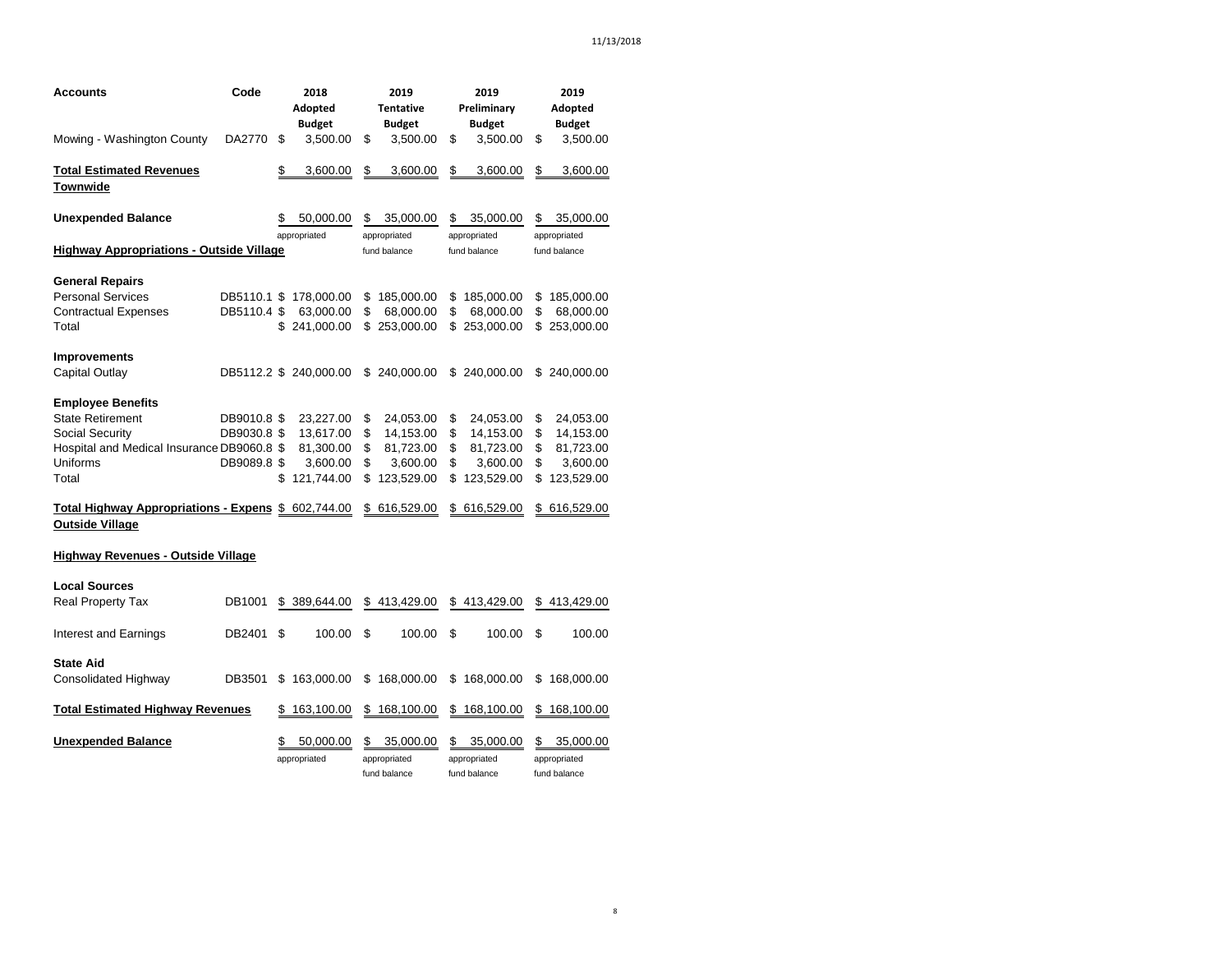| Accounts | Code | 2018 Adopted Budget | 2019 Tentative Budget | 2019 Preliminary Budget | 2019 Adopted Budget |
|---|---|---|---|---|---|
| Mowing - Washington County | DA2770 | $ 3,500.00 | $ 3,500.00 | $ 3,500.00 | $ 3,500.00 |
| **Total Estimated Revenues Townwide** | | $ 3,600.00 | $ 3,600.00 | $ 3,600.00 | $ 3,600.00 |
| **Unexpended Balance** | | $ 50,000.00 appropriated | $ 35,000.00 appropriated fund balance | $ 35,000.00 appropriated fund balance | $ 35,000.00 appropriated fund balance |
| **Highway Appropriations - Outside Village** | | | | | |
| **General Repairs** | | | | | |
| Personal Services | DB5110.1 | $ 178,000.00 | $ 185,000.00 | $ 185,000.00 | $ 185,000.00 |
| Contractual Expenses | DB5110.4 | $ 63,000.00 | $ 68,000.00 | $ 68,000.00 | $ 68,000.00 |
| Total | | $ 241,000.00 | $ 253,000.00 | $ 253,000.00 | $ 253,000.00 |
| **Improvements** | | | | | |
| Capital Outlay | DB5112.2 | $ 240,000.00 | $ 240,000.00 | $ 240,000.00 | $ 240,000.00 |
| **Employee Benefits** | | | | | |
| State Retirement | DB9010.8 | $ 23,227.00 | $ 24,053.00 | $ 24,053.00 | $ 24,053.00 |
| Social Security | DB9030.8 | $ 13,617.00 | $ 14,153.00 | $ 14,153.00 | $ 14,153.00 |
| Hospital and Medical Insurance | DB9060.8 | $ 81,300.00 | $ 81,723.00 | $ 81,723.00 | $ 81,723.00 |
| Uniforms | DB9089.8 | $ 3,600.00 | $ 3,600.00 | $ 3,600.00 | $ 3,600.00 |
| Total | | $ 121,744.00 | $ 123,529.00 | $ 123,529.00 | $ 123,529.00 |
| **Total Highway Appropriations - Expens Outside Village** | | $ 602,744.00 | $ 616,529.00 | $ 616,529.00 | $ 616,529.00 |
| **Highway Revenues - Outside Village** | | | | | |
| **Local Sources** | | | | | |
| Real Property Tax | DB1001 | $ 389,644.00 | $ 413,429.00 | $ 413,429.00 | $ 413,429.00 |
| Interest and Earnings | DB2401 | $ 100.00 | $ 100.00 | $ 100.00 | $ 100.00 |
| **State Aid** | | | | | |
| Consolidated Highway | DB3501 | $ 163,000.00 | $ 168,000.00 | $ 168,000.00 | $ 168,000.00 |
| **Total Estimated Highway Revenues** | | $ 163,100.00 | $ 168,100.00 | $ 168,100.00 | $ 168,100.00 |
| **Unexpended Balance** | | $ 50,000.00 appropriated | $ 35,000.00 appropriated fund balance | $ 35,000.00 appropriated fund balance | $ 35,000.00 appropriated fund balance |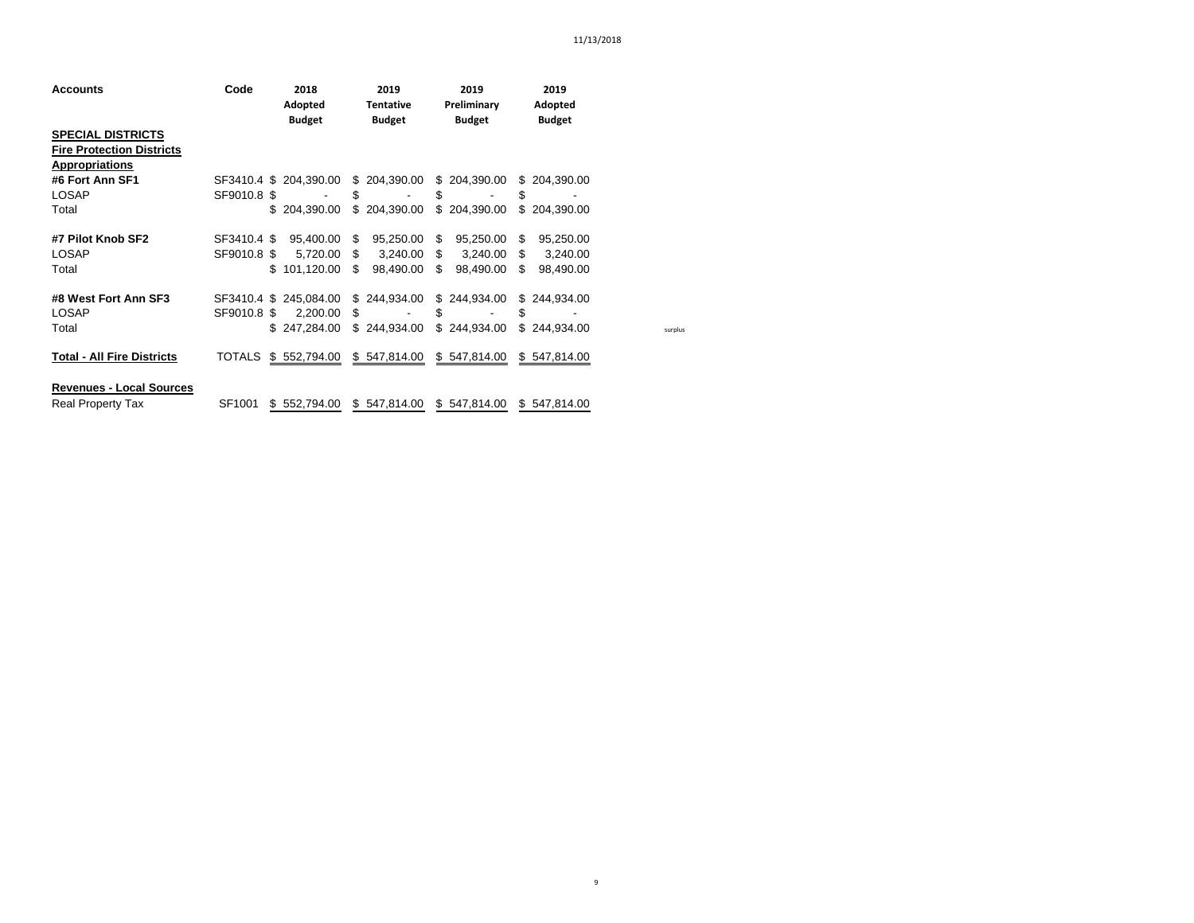11/13/2018

| Accounts | Code | 2018 Adopted Budget | 2019 Tentative Budget | 2019 Preliminary Budget | 2019 Adopted Budget | |
|---|---|---|---|---|---|---|
| **SPECIAL DISTRICTS** | | | | | | |
| **Fire Protection Districts** | | | | | | |
| **Appropriations** | | | | | | |
| **#6 Fort Ann SF1** | SF3410.4 | $ 204,390.00 | $ 204,390.00 | $ 204,390.00 | $ 204,390.00 | |
| LOSAP | SF9010.8 | $ - | $ - | $ - | $ - | |
| Total | | $ 204,390.00 | $ 204,390.00 | $ 204,390.00 | $ 204,390.00 | |
| | | | | | | |
| **#7 Pilot Knob SF2** | SF3410.4 | $ 95,400.00 | $ 95,250.00 | $ 95,250.00 | $ 95,250.00 | |
| LOSAP | SF9010.8 | $ 5,720.00 | $ 3,240.00 | $ 3,240.00 | $ 3,240.00 | |
| Total | | $ 101,120.00 | $ 98,490.00 | $ 98,490.00 | $ 98,490.00 | |
| | | | | | | |
| **#8 West Fort Ann SF3** | SF3410.4 | $ 245,084.00 | $ 244,934.00 | $ 244,934.00 | $ 244,934.00 | |
| LOSAP | SF9010.8 | $ 2,200.00 | $ - | $ - | $ - | |
| Total | | $ 247,284.00 | $ 244,934.00 | $ 244,934.00 | $ 244,934.00 | surplus |
| | | | | | | |
| **Total - All Fire Districts** | TOTALS | $ 552,794.00 | $ 547,814.00 | $ 547,814.00 | $ 547,814.00 | |
| | | | | | | |
| **Revenues - Local Sources** | | | | | | |
| Real Property Tax | SF1001 | $ 552,794.00 | $ 547,814.00 | $ 547,814.00 | $ 547,814.00 | |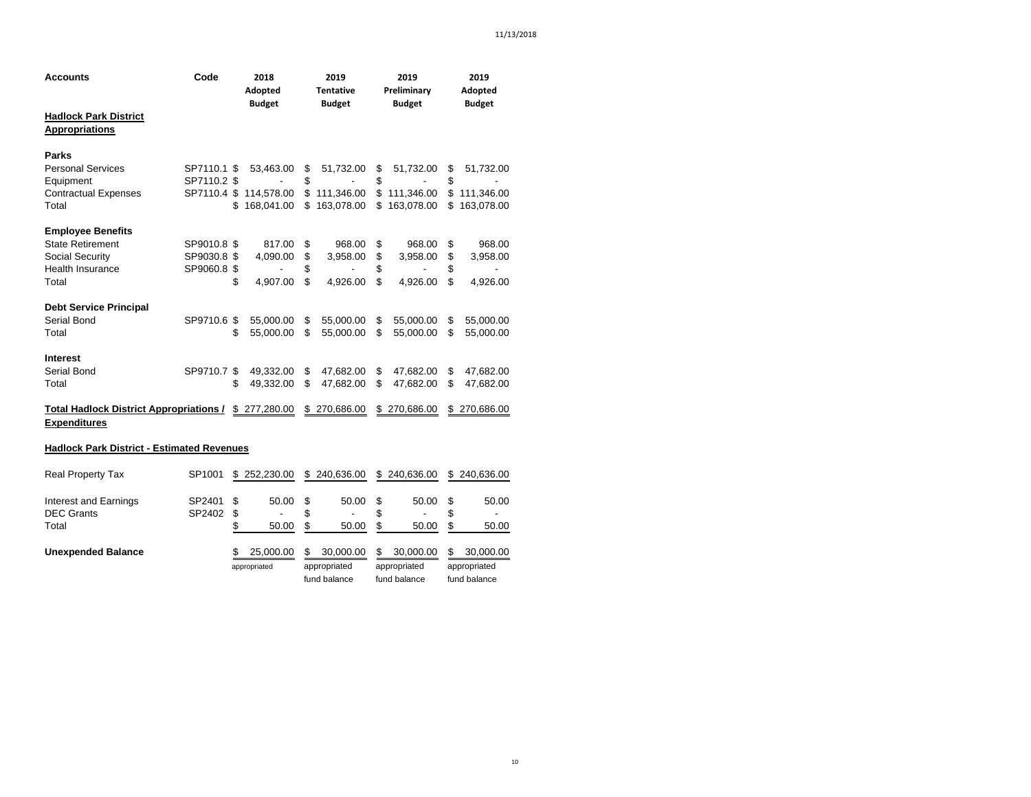| Accounts | Code | 2018 Adopted Budget | 2019 Tentative Budget | 2019 Preliminary Budget | 2019 Adopted Budget |
|---|---|---|---|---|---|
| **Hadlock Park District** | | | | | |
| **Appropriations** | | | | | |
| **Parks** | | | | | |
| Personal Services | SP7110.1 | $ 53,463.00 | $ 51,732.00 | $ 51,732.00 | $ 51,732.00 |
| Equipment | SP7110.2 | $ - | $ - | $ - | $ - |
| Contractual Expenses | SP7110.4 | $ 114,578.00 | $ 111,346.00 | $ 111,346.00 | $ 111,346.00 |
| Total | | $ 168,041.00 | $ 163,078.00 | $ 163,078.00 | $ 163,078.00 |
| **Employee Benefits** | | | | | |
| State Retirement | SP9010.8 | $ 817.00 | $ 968.00 | $ 968.00 | $ 968.00 |
| Social Security | SP9030.8 | $ 4,090.00 | $ 3,958.00 | $ 3,958.00 | $ 3,958.00 |
| Health Insurance | SP9060.8 | $ - | $ - | $ - | $ - |
| Total | | $ 4,907.00 | $ 4,926.00 | $ 4,926.00 | $ 4,926.00 |
| **Debt Service Principal** | | | | | |
| Serial Bond | SP9710.6 | $ 55,000.00 | $ 55,000.00 | $ 55,000.00 | $ 55,000.00 |
| Total | | $ 55,000.00 | $ 55,000.00 | $ 55,000.00 | $ 55,000.00 |
| **Interest** | | | | | |
| Serial Bond | SP9710.7 | $ 49,332.00 | $ 47,682.00 | $ 47,682.00 | $ 47,682.00 |
| Total | | $ 49,332.00 | $ 47,682.00 | $ 47,682.00 | $ 47,682.00 |
| **Total Hadlock District Appropriations / Expenditures** | | $ 277,280.00 | $ 270,686.00 | $ 270,686.00 | $ 270,686.00 |
| **Hadlock Park District - Estimated Revenues** | | | | | |
| Real Property Tax | SP1001 | $ 252,230.00 | $ 240,636.00 | $ 240,636.00 | $ 240,636.00 |
| Interest and Earnings | SP2401 | $ 50.00 | $ 50.00 | $ 50.00 | $ 50.00 |
| DEC Grants | SP2402 | $ - | $ - | $ - | $ - |
| Total | | $ 50.00 | $ 50.00 | $ 50.00 | $ 50.00 |
| **Unexpended Balance** | | $ 25,000.00 appropriated | $ 30,000.00 appropriated fund balance | $ 30,000.00 appropriated fund balance | $ 30,000.00 appropriated fund balance |